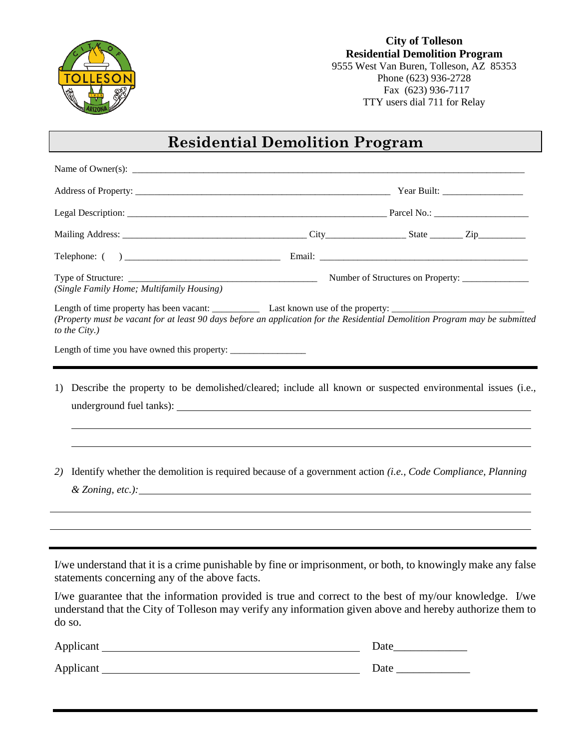**City of Tolleson**
**Residential Demolition Program**
9555 West Van Buren, Tolleson, AZ 85353
Phone (623) 936-2728
Fax (623) 936-7117
TTY users dial 711 for Relay

# Residential Demolition Program

Name of Owner(s): ______________________________________________________________

Address of Property: ____________________________________________ Year Built: ______________

Legal Description: ____________________________________________ Parcel No.: ________________

Mailing Address: ________________________________ City______________ State ______ Zip_________

Telephone: ( ) ____________________________ Email: ______________________________________

Type of Structure: ___________________________________ Number of Structures on Property: ____________
*(Single Family Home; Multifamily Housing)*

Length of time property has been vacant: _________ Last known use of the property: _________________________
*(Property must be vacant for at least 90 days before an application for the Residential Demolition Program may be submitted to the City.)*

Length of time you have owned this property: ______________

---

1) Describe the property to be demolished/cleared; include all known or suspected environmental issues (i.e., underground fuel tanks): ____________________________________________

____________________________________________________________________

____________________________________________________________________

*2)* Identify whether the demolition is required because of a government action *(i.e., Code Compliance, Planning & Zoning, etc.):* ____________________________________________

____________________________________________________________________

____________________________________________________________________

---

I/we understand that it is a crime punishable by fine or imprisonment, or both, to knowingly make any false statements concerning any of the above facts.

I/we guarantee that the information provided is true and correct to the best of my/our knowledge. I/we understand that the City of Tolleson may verify any information given above and hereby authorize them to do so.

Applicant ________________________________________ Date____________

Applicant ________________________________________ Date ____________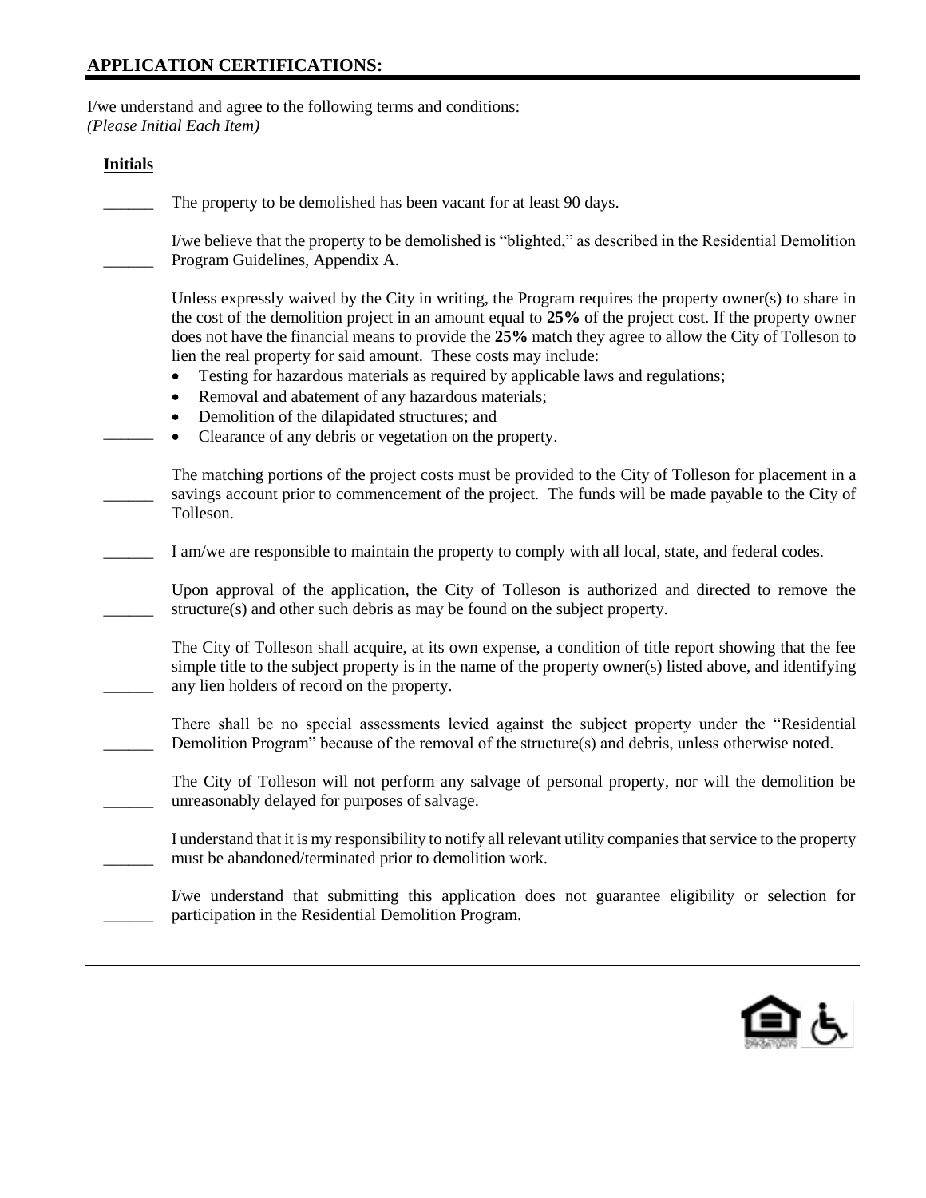## APPLICATION CERTIFICATIONS:

I/we understand and agree to the following terms and conditions:
*(Please Initial Each Item)*

**Initials**

______ The property to be demolished has been vacant for at least 90 days.

______ I/we believe that the property to be demolished is "blighted," as described in the Residential Demolition Program Guidelines, Appendix A.

______ Unless expressly waived by the City in writing, the Program requires the property owner(s) to share in the cost of the demolition project in an amount equal to **25%** of the project cost. If the property owner does not have the financial means to provide the **25%** match they agree to allow the City of Tolleson to lien the real property for said amount. These costs may include:

- Testing for hazardous materials as required by applicable laws and regulations;
- Removal and abatement of any hazardous materials;
- Demolition of the dilapidated structures; and
- Clearance of any debris or vegetation on the property.

______ The matching portions of the project costs must be provided to the City of Tolleson for placement in a savings account prior to commencement of the project. The funds will be made payable to the City of Tolleson.

______ I am/we are responsible to maintain the property to comply with all local, state, and federal codes.

______ Upon approval of the application, the City of Tolleson is authorized and directed to remove the structure(s) and other such debris as may be found on the subject property.

______ The City of Tolleson shall acquire, at its own expense, a condition of title report showing that the fee simple title to the subject property is in the name of the property owner(s) listed above, and identifying any lien holders of record on the property.

______ There shall be no special assessments levied against the subject property under the "Residential Demolition Program" because of the removal of the structure(s) and debris, unless otherwise noted.

______ The City of Tolleson will not perform any salvage of personal property, nor will the demolition be unreasonably delayed for purposes of salvage.

______ I understand that it is my responsibility to notify all relevant utility companies that service to the property must be abandoned/terminated prior to demolition work.

______ I/we understand that submitting this application does not guarantee eligibility or selection for participation in the Residential Demolition Program.